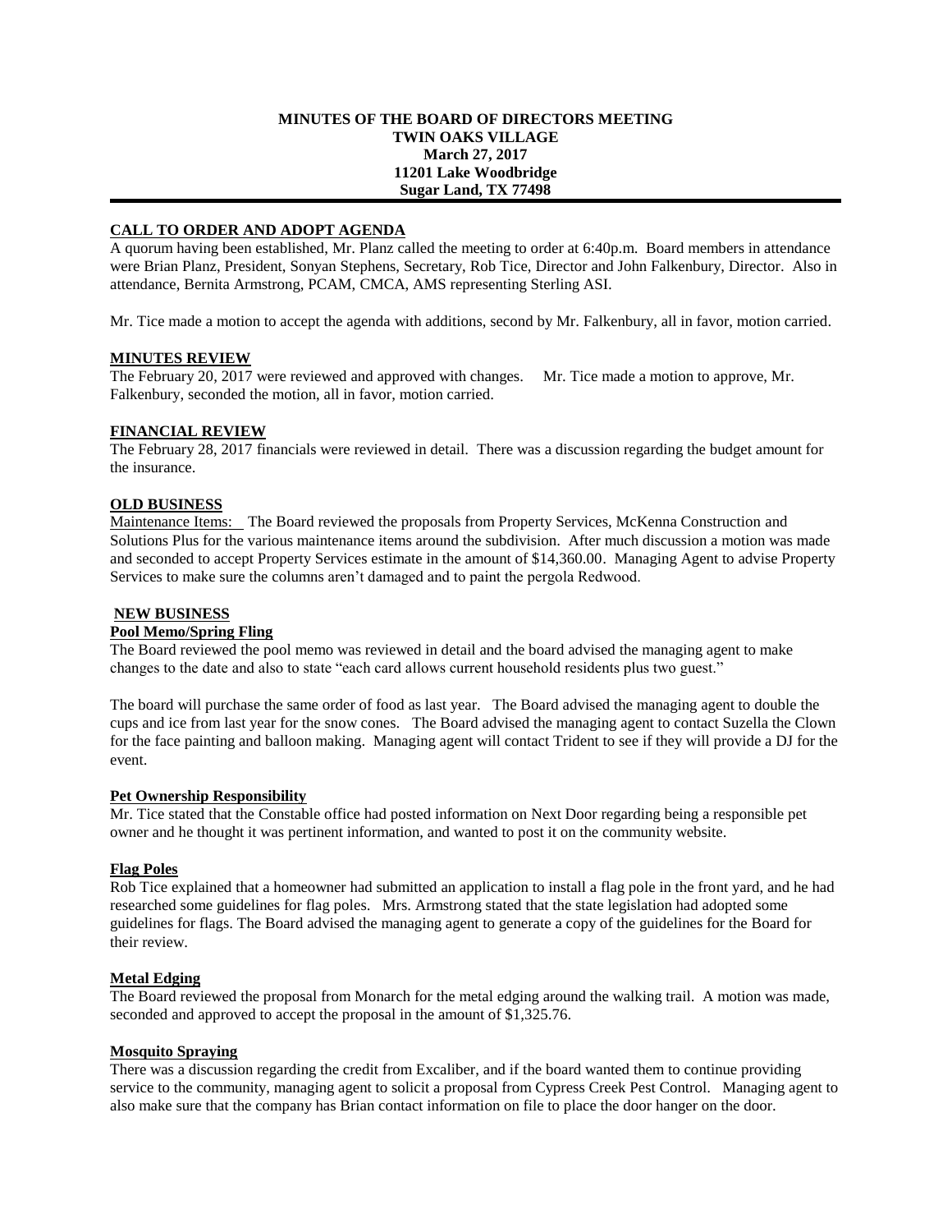# MINUTES OF THE BOARD OF DIRECTORS MEETING
## TWIN OAKS VILLAGE
### March 27, 2017
### 11201 Lake Woodbridge
### Sugar Land, TX 77498

**CALL TO ORDER AND ADOPT AGENDA**

A quorum having been established, Mr. Planz called the meeting to order at 6:40p.m. Board members in attendance were Brian Planz, President, Sonyan Stephens, Secretary, Rob Tice, Director and John Falkenbury, Director. Also in attendance, Bernita Armstrong, PCAM, CMCA, AMS representing Sterling ASI.

Mr. Tice made a motion to accept the agenda with additions, second by Mr. Falkenbury, all in favor, motion carried.

**MINUTES REVIEW**

The February 20, 2017 were reviewed and approved with changes. Mr. Tice made a motion to approve, Mr. Falkenbury, seconded the motion, all in favor, motion carried.

**FINANCIAL REVIEW**

The February 28, 2017 financials were reviewed in detail. There was a discussion regarding the budget amount for the insurance.

**OLD BUSINESS**

Maintenance Items: The Board reviewed the proposals from Property Services, McKenna Construction and Solutions Plus for the various maintenance items around the subdivision. After much discussion a motion was made and seconded to accept Property Services estimate in the amount of $14,360.00. Managing Agent to advise Property Services to make sure the columns aren't damaged and to paint the pergola Redwood.

**NEW BUSINESS**

**Pool Memo/Spring Fling**

The Board reviewed the pool memo was reviewed in detail and the board advised the managing agent to make changes to the date and also to state "each card allows current household residents plus two guest."

The board will purchase the same order of food as last year. The Board advised the managing agent to double the cups and ice from last year for the snow cones. The Board advised the managing agent to contact Suzella the Clown for the face painting and balloon making. Managing agent will contact Trident to see if they will provide a DJ for the event.

**Pet Ownership Responsibility**

Mr. Tice stated that the Constable office had posted information on Next Door regarding being a responsible pet owner and he thought it was pertinent information, and wanted to post it on the community website.

**Flag Poles**

Rob Tice explained that a homeowner had submitted an application to install a flag pole in the front yard, and he had researched some guidelines for flag poles. Mrs. Armstrong stated that the state legislation had adopted some guidelines for flags. The Board advised the managing agent to generate a copy of the guidelines for the Board for their review.

**Metal Edging**

The Board reviewed the proposal from Monarch for the metal edging around the walking trail. A motion was made, seconded and approved to accept the proposal in the amount of $1,325.76.

**Mosquito Spraying**

There was a discussion regarding the credit from Excaliber, and if the board wanted them to continue providing service to the community, managing agent to solicit a proposal from Cypress Creek Pest Control. Managing agent to also make sure that the company has Brian contact information on file to place the door hanger on the door.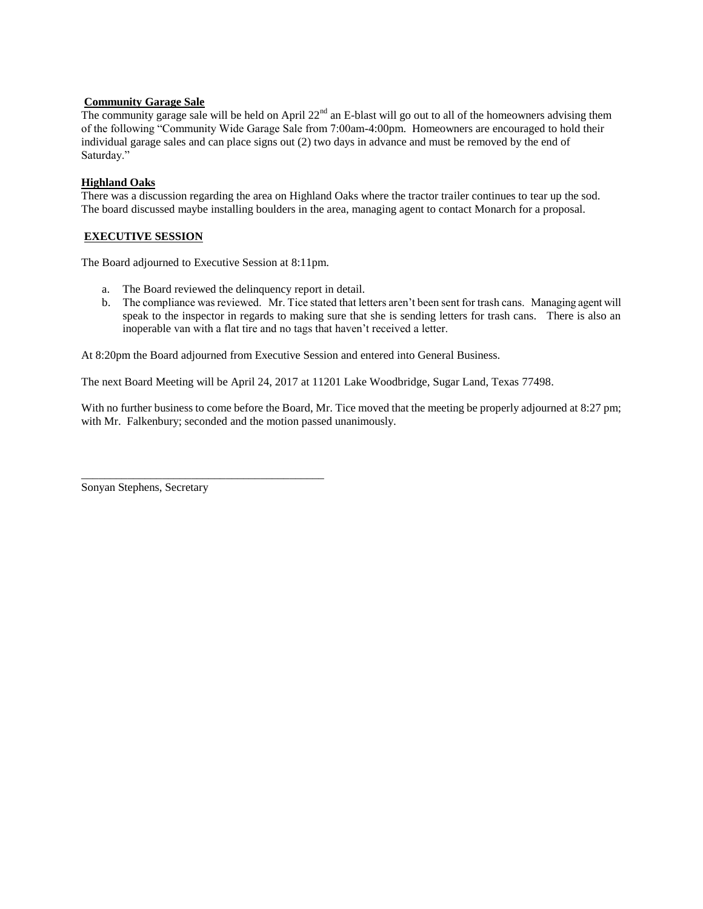**Community Garage Sale**

The community garage sale will be held on April 22nd an E-blast will go out to all of the homeowners advising them of the following "Community Wide Garage Sale from 7:00am-4:00pm. Homeowners are encouraged to hold their individual garage sales and can place signs out (2) two days in advance and must be removed by the end of Saturday."

**Highland Oaks**

There was a discussion regarding the area on Highland Oaks where the tractor trailer continues to tear up the sod. The board discussed maybe installing boulders in the area, managing agent to contact Monarch for a proposal.

**EXECUTIVE SESSION**

The Board adjourned to Executive Session at 8:11pm.

a. The Board reviewed the delinquency report in detail.
b. The compliance was reviewed. Mr. Tice stated that letters aren't been sent for trash cans. Managing agent will speak to the inspector in regards to making sure that she is sending letters for trash cans. There is also an inoperable van with a flat tire and no tags that haven't received a letter.

At 8:20pm the Board adjourned from Executive Session and entered into General Business.

The next Board Meeting will be April 24, 2017 at 11201 Lake Woodbridge, Sugar Land, Texas 77498.

With no further business to come before the Board, Mr. Tice moved that the meeting be properly adjourned at 8:27 pm; with Mr. Falkenbury; seconded and the motion passed unanimously.

\_\_\_\_\_\_\_\_\_\_\_\_\_\_\_\_\_\_\_\_\_\_\_\_\_\_\_\_\_\_\_\_\_\_\_\_\_\_\_\_\_\_\_\_

Sonyan Stephens, Secretary